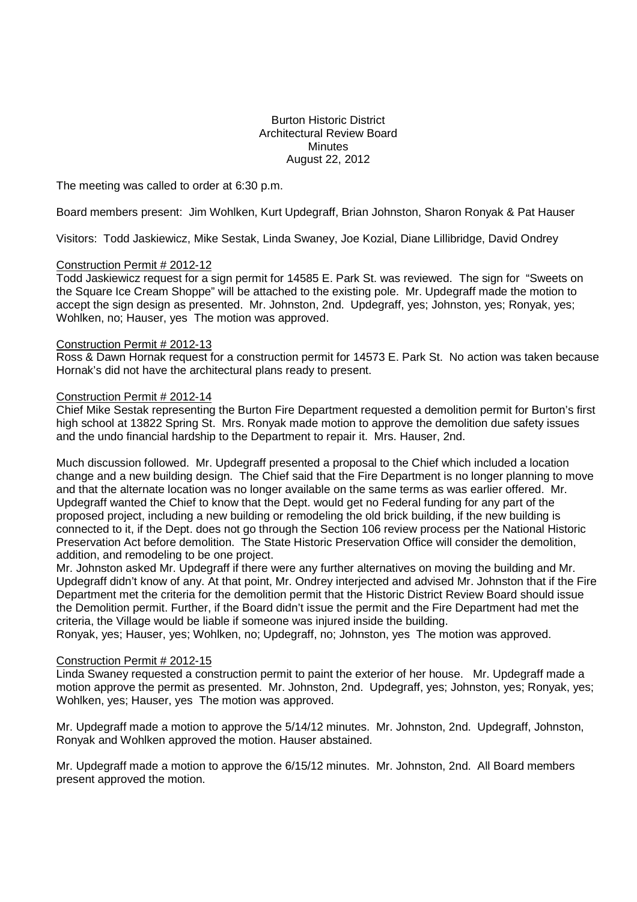Burton Historic District
Architectural Review Board
Minutes
August 22, 2012

The meeting was called to order at 6:30 p.m.

Board members present: Jim Wohlken, Kurt Updegraff, Brian Johnston, Sharon Ronyak & Pat Hauser

Visitors: Todd Jaskiewicz, Mike Sestak, Linda Swaney, Joe Kozial, Diane Lillibridge, David Ondrey

Construction Permit # 2012-12

Todd Jaskiewicz request for a sign permit for 14585 E. Park St. was reviewed. The sign for "Sweets on the Square Ice Cream Shoppe" will be attached to the existing pole. Mr. Updegraff made the motion to accept the sign design as presented. Mr. Johnston, 2nd. Updegraff, yes; Johnston, yes; Ronyak, yes; Wohlken, no; Hauser, yes The motion was approved.

Construction Permit # 2012-13

Ross & Dawn Hornak request for a construction permit for 14573 E. Park St. No action was taken because Hornak's did not have the architectural plans ready to present.

Construction Permit # 2012-14

Chief Mike Sestak representing the Burton Fire Department requested a demolition permit for Burton's first high school at 13822 Spring St. Mrs. Ronyak made motion to approve the demolition due safety issues and the undo financial hardship to the Department to repair it. Mrs. Hauser, 2nd.

Much discussion followed. Mr. Updegraff presented a proposal to the Chief which included a location change and a new building design. The Chief said that the Fire Department is no longer planning to move and that the alternate location was no longer available on the same terms as was earlier offered. Mr. Updegraff wanted the Chief to know that the Dept. would get no Federal funding for any part of the proposed project, including a new building or remodeling the old brick building, if the new building is connected to it, if the Dept. does not go through the Section 106 review process per the National Historic Preservation Act before demolition. The State Historic Preservation Office will consider the demolition, addition, and remodeling to be one project.

Mr. Johnston asked Mr. Updegraff if there were any further alternatives on moving the building and Mr. Updegraff didn't know of any. At that point, Mr. Ondrey interjected and advised Mr. Johnston that if the Fire Department met the criteria for the demolition permit that the Historic District Review Board should issue the Demolition permit. Further, if the Board didn't issue the permit and the Fire Department had met the criteria, the Village would be liable if someone was injured inside the building.

Ronyak, yes; Hauser, yes; Wohlken, no; Updegraff, no; Johnston, yes The motion was approved.

Construction Permit # 2012-15

Linda Swaney requested a construction permit to paint the exterior of her house. Mr. Updegraff made a motion approve the permit as presented. Mr. Johnston, 2nd. Updegraff, yes; Johnston, yes; Ronyak, yes; Wohlken, yes; Hauser, yes The motion was approved.

Mr. Updegraff made a motion to approve the 5/14/12 minutes. Mr. Johnston, 2nd. Updegraff, Johnston, Ronyak and Wohlken approved the motion. Hauser abstained.

Mr. Updegraff made a motion to approve the 6/15/12 minutes. Mr. Johnston, 2nd. All Board members present approved the motion.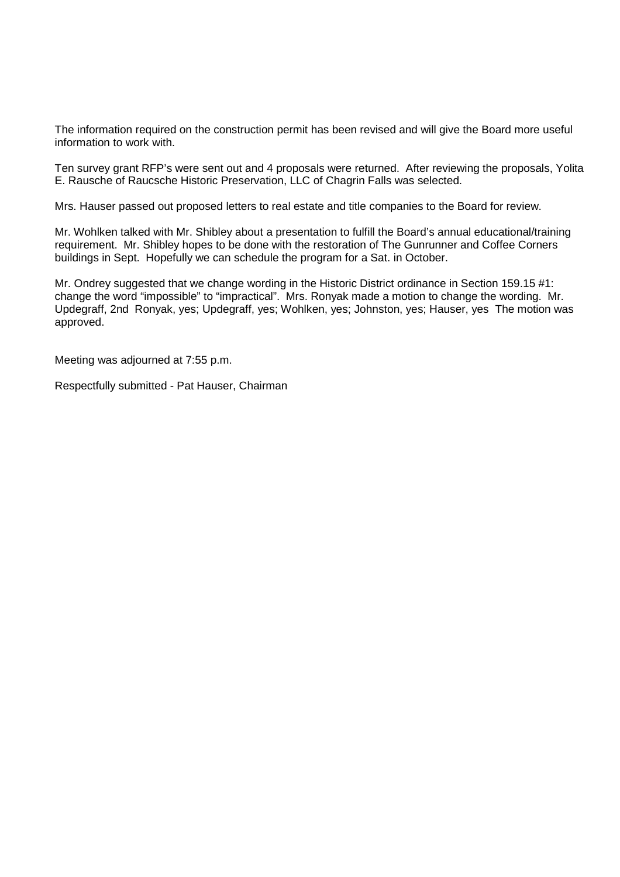The information required on the construction permit has been revised and will give the Board more useful information to work with.

Ten survey grant RFP's were sent out and 4 proposals were returned. After reviewing the proposals, Yolita E. Rausche of Raucsche Historic Preservation, LLC of Chagrin Falls was selected.

Mrs. Hauser passed out proposed letters to real estate and title companies to the Board for review.

Mr. Wohlken talked with Mr. Shibley about a presentation to fulfill the Board's annual educational/training requirement. Mr. Shibley hopes to be done with the restoration of The Gunrunner and Coffee Corners buildings in Sept. Hopefully we can schedule the program for a Sat. in October.

Mr. Ondrey suggested that we change wording in the Historic District ordinance in Section 159.15 #1: change the word "impossible" to "impractical". Mrs. Ronyak made a motion to change the wording. Mr. Updegraff, 2nd Ronyak, yes; Updegraff, yes; Wohlken, yes; Johnston, yes; Hauser, yes The motion was approved.

Meeting was adjourned at 7:55 p.m.

Respectfully submitted - Pat Hauser, Chairman